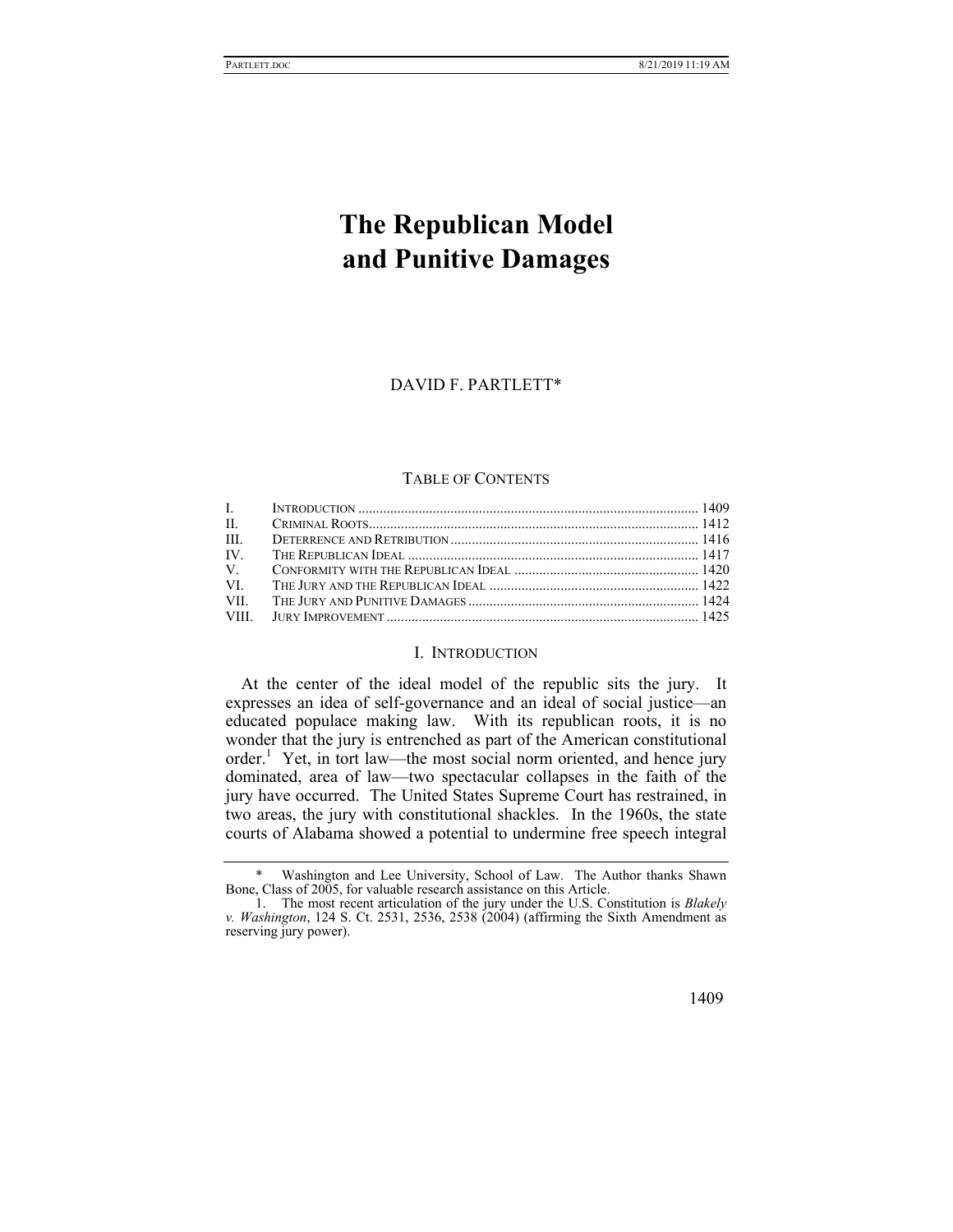# The Republican Model and Punitive Damages

DAVID F. PARTLETT*

TABLE OF CONTENTS

| | | |
|---|---|---|
| I. | INTRODUCTION | 1409 |
| II. | CRIMINAL ROOTS | 1412 |
| III. | DETERRENCE AND RETRIBUTION | 1416 |
| IV. | THE REPUBLICAN IDEAL | 1417 |
| V. | CONFORMITY WITH THE REPUBLICAN IDEAL | 1420 |
| VI. | THE JURY AND THE REPUBLICAN IDEAL | 1422 |
| VII. | THE JURY AND PUNITIVE DAMAGES | 1424 |
| VIII. | JURY IMPROVEMENT | 1425 |

## I. INTRODUCTION

At the center of the ideal model of the republic sits the jury. It expresses an idea of self-governance and an ideal of social justice—an educated populace making law. With its republican roots, it is no wonder that the jury is entrenched as part of the American constitutional order.[1] Yet, in tort law—the most social norm oriented, and hence jury dominated, area of law—two spectacular collapses in the faith of the jury have occurred. The United States Supreme Court has restrained, in two areas, the jury with constitutional shackles. In the 1960s, the state courts of Alabama showed a potential to undermine free speech integral

---

\* Washington and Lee University, School of Law. The Author thanks Shawn Bone, Class of 2005, for valuable research assistance on this Article.

1. The most recent articulation of the jury under the U.S. Constitution is *Blakely v. Washington*, 124 S. Ct. 2531, 2536, 2538 (2004) (affirming the Sixth Amendment as reserving jury power).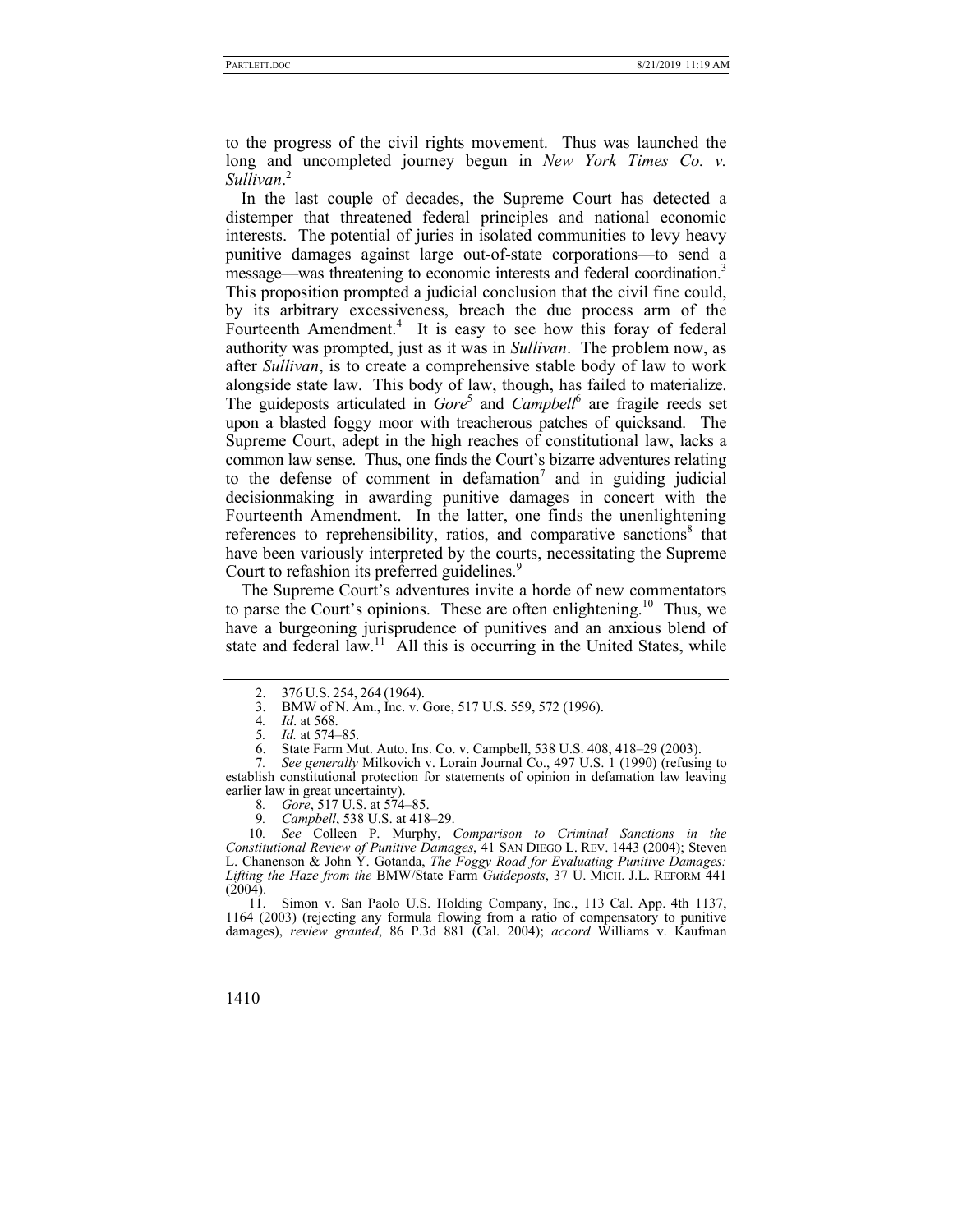to the progress of the civil rights movement. Thus was launched the long and uncompleted journey begun in *New York Times Co. v. Sullivan*.[2]

In the last couple of decades, the Supreme Court has detected a distemper that threatened federal principles and national economic interests. The potential of juries in isolated communities to levy heavy punitive damages against large out-of-state corporations—to send a message—was threatening to economic interests and federal coordination.[3] This proposition prompted a judicial conclusion that the civil fine could, by its arbitrary excessiveness, breach the due process arm of the Fourteenth Amendment.[4] It is easy to see how this foray of federal authority was prompted, just as it was in *Sullivan*. The problem now, as after *Sullivan*, is to create a comprehensive stable body of law to work alongside state law. This body of law, though, has failed to materialize. The guideposts articulated in *Gore*[5] and *Campbell*[6] are fragile reeds set upon a blasted foggy moor with treacherous patches of quicksand. The Supreme Court, adept in the high reaches of constitutional law, lacks a common law sense. Thus, one finds the Court's bizarre adventures relating to the defense of comment in defamation[7] and in guiding judicial decisionmaking in awarding punitive damages in concert with the Fourteenth Amendment. In the latter, one finds the unenlightening references to reprehensibility, ratios, and comparative sanctions[8] that have been variously interpreted by the courts, necessitating the Supreme Court to refashion its preferred guidelines.[9]

The Supreme Court's adventures invite a horde of new commentators to parse the Court's opinions. These are often enlightening.[10] Thus, we have a burgeoning jurisprudence of punitives and an anxious blend of state and federal law.[11] All this is occurring in the United States, while

---

2. 376 U.S. 254, 264 (1964).

3. BMW of N. Am., Inc. v. Gore, 517 U.S. 559, 572 (1996).

4. *Id*. at 568.

5. *Id.* at 574–85.

6. State Farm Mut. Auto. Ins. Co. v. Campbell, 538 U.S. 408, 418–29 (2003).

7. *See generally* Milkovich v. Lorain Journal Co., 497 U.S. 1 (1990) (refusing to establish constitutional protection for statements of opinion in defamation law leaving earlier law in great uncertainty).

8. *Gore*, 517 U.S. at 574–85.

9. *Campbell*, 538 U.S. at 418–29.

10. *See* Colleen P. Murphy, *Comparison to Criminal Sanctions in the Constitutional Review of Punitive Damages*, 41 SAN DIEGO L. REV. 1443 (2004); Steven L. Chanenson & John Y. Gotanda, *The Foggy Road for Evaluating Punitive Damages: Lifting the Haze from the* BMW/State Farm *Guideposts*, 37 U. MICH. J.L. REFORM 441 (2004).

11. Simon v. San Paolo U.S. Holding Company, Inc., 113 Cal. App. 4th 1137, 1164 (2003) (rejecting any formula flowing from a ratio of compensatory to punitive damages), *review granted*, 86 P.3d 881 (Cal. 2004); *accord* Williams v. Kaufman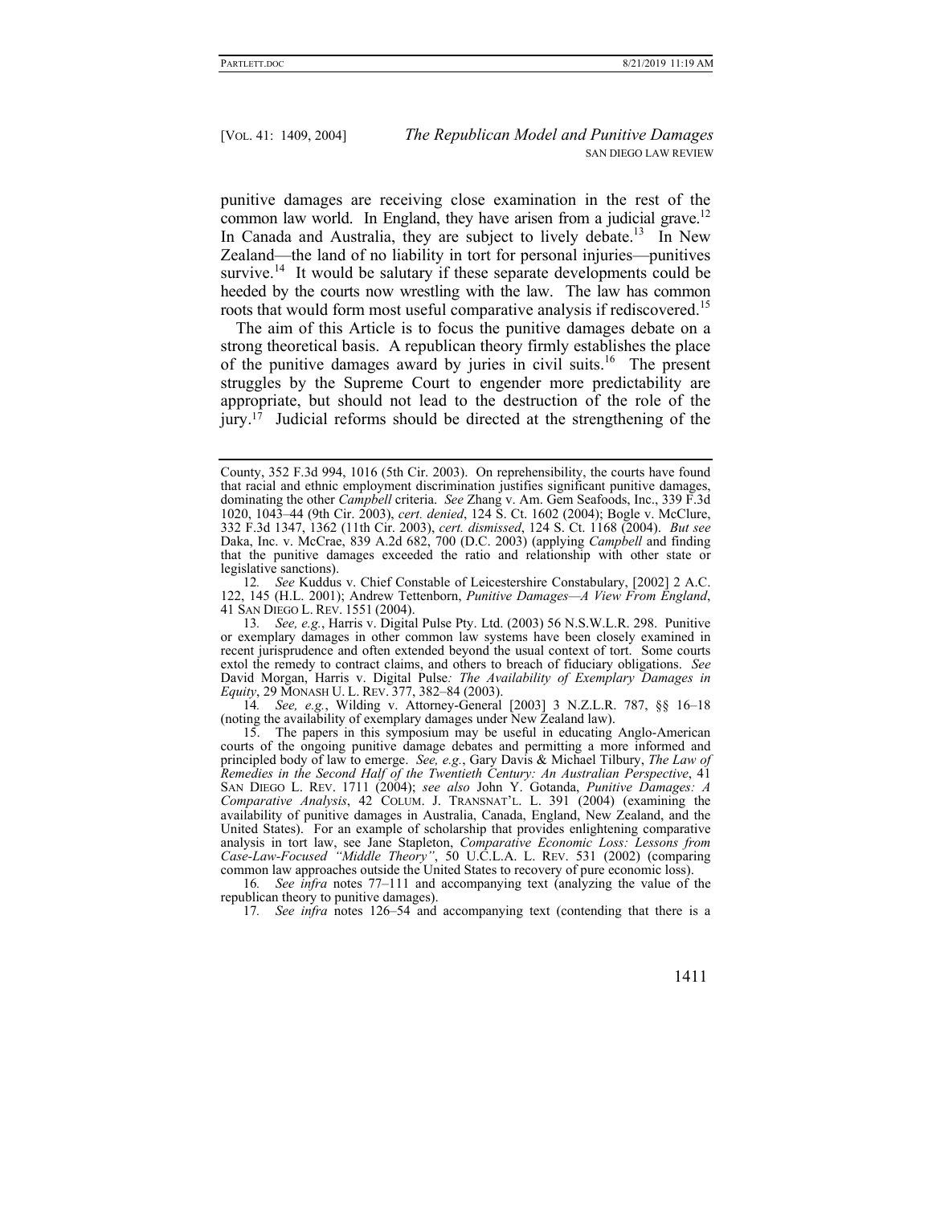punitive damages are receiving close examination in the rest of the common law world. In England, they have arisen from a judicial grave.[12] In Canada and Australia, they are subject to lively debate.[13] In New Zealand—the land of no liability in tort for personal injuries—punitives survive.[14] It would be salutary if these separate developments could be heeded by the courts now wrestling with the law. The law has common roots that would form most useful comparative analysis if rediscovered.[15]

The aim of this Article is to focus the punitive damages debate on a strong theoretical basis. A republican theory firmly establishes the place of the punitive damages award by juries in civil suits.[16] The present struggles by the Supreme Court to engender more predictability are appropriate, but should not lead to the destruction of the role of the jury.[17] Judicial reforms should be directed at the strengthening of the

---

County, 352 F.3d 994, 1016 (5th Cir. 2003). On reprehensibility, the courts have found that racial and ethnic employment discrimination justifies significant punitive damages, dominating the other *Campbell* criteria. *See* Zhang v. Am. Gem Seafoods, Inc., 339 F.3d 1020, 1043–44 (9th Cir. 2003), *cert. denied*, 124 S. Ct. 1602 (2004); Bogle v. McClure, 332 F.3d 1347, 1362 (11th Cir. 2003), *cert. dismissed*, 124 S. Ct. 1168 (2004). *But see* Daka, Inc. v. McCrae, 839 A.2d 682, 700 (D.C. 2003) (applying *Campbell* and finding that the punitive damages exceeded the ratio and relationship with other state or legislative sanctions).

12. *See* Kuddus v. Chief Constable of Leicestershire Constabulary, [2002] 2 A.C. 122, 145 (H.L. 2001); Andrew Tettenborn, *Punitive Damages—A View From England*, 41 SAN DIEGO L. REV. 1551 (2004).

13. *See, e.g.*, Harris v. Digital Pulse Pty. Ltd. (2003) 56 N.S.W.L.R. 298. Punitive or exemplary damages in other common law systems have been closely examined in recent jurisprudence and often extended beyond the usual context of tort. Some courts extol the remedy to contract claims, and others to breach of fiduciary obligations. *See* David Morgan, Harris v. Digital Pulse*: The Availability of Exemplary Damages in Equity*, 29 MONASH U. L. REV. 377, 382–84 (2003).

14. *See, e.g.*, Wilding v. Attorney-General [2003] 3 N.Z.L.R. 787, §§ 16–18 (noting the availability of exemplary damages under New Zealand law).

15. The papers in this symposium may be useful in educating Anglo-American courts of the ongoing punitive damage debates and permitting a more informed and principled body of law to emerge. *See, e.g.*, Gary Davis & Michael Tilbury, *The Law of Remedies in the Second Half of the Twentieth Century: An Australian Perspective*, 41 SAN DIEGO L. REV. 1711 (2004); *see also* John Y. Gotanda, *Punitive Damages: A Comparative Analysis*, 42 COLUM. J. TRANSNAT'L. L. 391 (2004) (examining the availability of punitive damages in Australia, Canada, England, New Zealand, and the United States). For an example of scholarship that provides enlightening comparative analysis in tort law, see Jane Stapleton, *Comparative Economic Loss: Lessons from Case-Law-Focused "Middle Theory"*, 50 U.C.L.A. L. REV. 531 (2002) (comparing common law approaches outside the United States to recovery of pure economic loss).

16. *See infra* notes 77–111 and accompanying text (analyzing the value of the republican theory to punitive damages).

17. *See infra* notes 126–54 and accompanying text (contending that there is a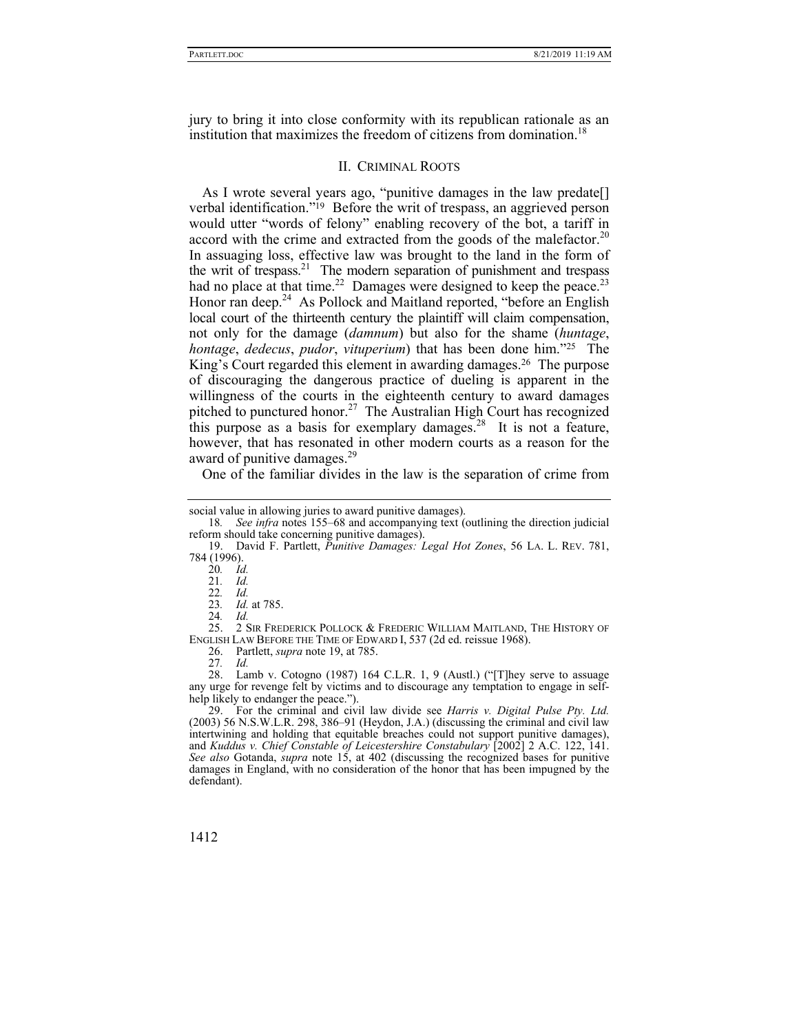jury to bring it into close conformity with its republican rationale as an institution that maximizes the freedom of citizens from domination.[18]

## II. CRIMINAL ROOTS

As I wrote several years ago, "punitive damages in the law predate[] verbal identification."[19] Before the writ of trespass, an aggrieved person would utter "words of felony" enabling recovery of the bot, a tariff in accord with the crime and extracted from the goods of the malefactor.[20] In assuaging loss, effective law was brought to the land in the form of the writ of trespass.[21] The modern separation of punishment and trespass had no place at that time.[22] Damages were designed to keep the peace.[23] Honor ran deep.[24] As Pollock and Maitland reported, "before an English local court of the thirteenth century the plaintiff will claim compensation, not only for the damage (*damnum*) but also for the shame (*huntage*, *hontage*, *dedecus*, *pudor*, *vituperium*) that has been done him."[25] The King's Court regarded this element in awarding damages.[26] The purpose of discouraging the dangerous practice of dueling is apparent in the willingness of the courts in the eighteenth century to award damages pitched to punctured honor.[27] The Australian High Court has recognized this purpose as a basis for exemplary damages.[28] It is not a feature, however, that has resonated in other modern courts as a reason for the award of punitive damages.[29]

One of the familiar divides in the law is the separation of crime from

---

social value in allowing juries to award punitive damages).

18. *See infra* notes 155–68 and accompanying text (outlining the direction judicial reform should take concerning punitive damages).

19. David F. Partlett, *Punitive Damages: Legal Hot Zones*, 56 LA. L. REV. 781, 784 (1996).

20. *Id.*

21. *Id.*

22. *Id.*

23. *Id.* at 785.

24. *Id.*

25. 2 SIR FREDERICK POLLOCK & FREDERIC WILLIAM MAITLAND, THE HISTORY OF ENGLISH LAW BEFORE THE TIME OF EDWARD I, 537 (2d ed. reissue 1968).

26. Partlett, *supra* note 19, at 785.

27. *Id.*

28. Lamb v. Cotogno (1987) 164 C.L.R. 1, 9 (Austl.) ("[T]hey serve to assuage any urge for revenge felt by victims and to discourage any temptation to engage in self-help likely to endanger the peace.").

29. For the criminal and civil law divide see *Harris v. Digital Pulse Pty. Ltd.* (2003) 56 N.S.W.L.R. 298, 386–91 (Heydon, J.A.) (discussing the criminal and civil law intertwining and holding that equitable breaches could not support punitive damages), and *Kuddus v. Chief Constable of Leicestershire Constabulary* [2002] 2 A.C. 122, 141. *See also* Gotanda, *supra* note 15, at 402 (discussing the recognized bases for punitive damages in England, with no consideration of the honor that has been impugned by the defendant).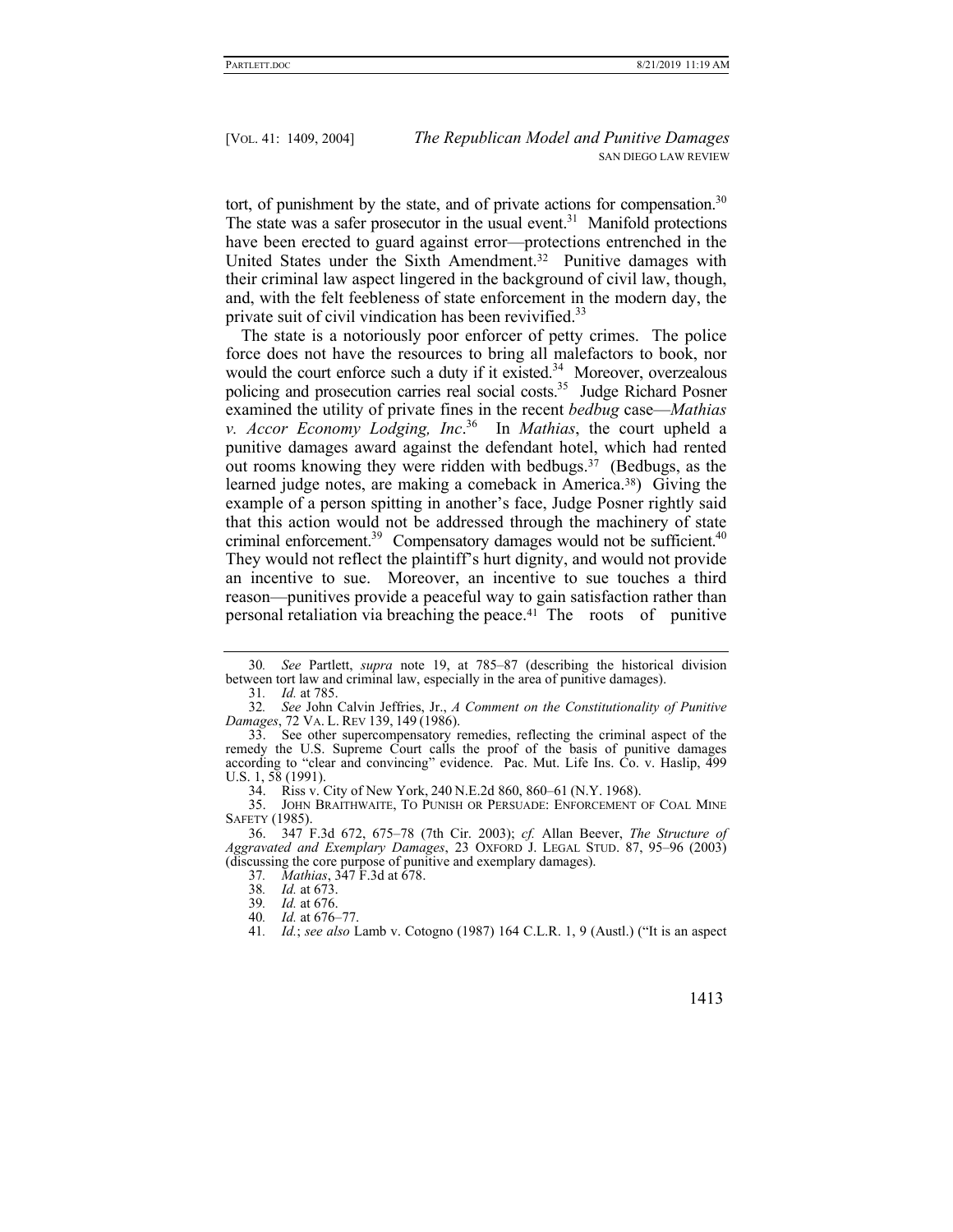tort, of punishment by the state, and of private actions for compensation.[30] The state was a safer prosecutor in the usual event.[31] Manifold protections have been erected to guard against error—protections entrenched in the United States under the Sixth Amendment.[32] Punitive damages with their criminal law aspect lingered in the background of civil law, though, and, with the felt feebleness of state enforcement in the modern day, the private suit of civil vindication has been revivified.[33]

The state is a notoriously poor enforcer of petty crimes. The police force does not have the resources to bring all malefactors to book, nor would the court enforce such a duty if it existed.[34] Moreover, overzealous policing and prosecution carries real social costs.[35] Judge Richard Posner examined the utility of private fines in the recent *bedbug* case—*Mathias v. Accor Economy Lodging, Inc*.[36] In *Mathias*, the court upheld a punitive damages award against the defendant hotel, which had rented out rooms knowing they were ridden with bedbugs.[37] (Bedbugs, as the learned judge notes, are making a comeback in America.[38]) Giving the example of a person spitting in another's face, Judge Posner rightly said that this action would not be addressed through the machinery of state criminal enforcement.[39] Compensatory damages would not be sufficient.[40] They would not reflect the plaintiff's hurt dignity, and would not provide an incentive to sue. Moreover, an incentive to sue touches a third reason—punitives provide a peaceful way to gain satisfaction rather than personal retaliation via breaching the peace.[41] The roots of punitive

---

30. *See* Partlett, *supra* note 19, at 785–87 (describing the historical division between tort law and criminal law, especially in the area of punitive damages).

31. *Id.* at 785.

32. *See* John Calvin Jeffries, Jr., *A Comment on the Constitutionality of Punitive Damages*, 72 VA. L. REV 139, 149 (1986).

33. See other supercompensatory remedies, reflecting the criminal aspect of the remedy the U.S. Supreme Court calls the proof of the basis of punitive damages according to "clear and convincing" evidence. Pac. Mut. Life Ins. Co. v. Haslip, 499 U.S. 1, 58 (1991).

34. Riss v. City of New York, 240 N.E.2d 860, 860–61 (N.Y. 1968).

35. JOHN BRAITHWAITE, TO PUNISH OR PERSUADE: ENFORCEMENT OF COAL MINE SAFETY (1985).

36. 347 F.3d 672, 675–78 (7th Cir. 2003); *cf.* Allan Beever, *The Structure of Aggravated and Exemplary Damages*, 23 OXFORD J. LEGAL STUD. 87, 95–96 (2003) (discussing the core purpose of punitive and exemplary damages).

37. *Mathias*, 347 F.3d at 678.

38. *Id.* at 673.

39. *Id.* at 676.

40. *Id.* at 676–77.

41. *Id.*; *see also* Lamb v. Cotogno (1987) 164 C.L.R. 1, 9 (Austl.) ("It is an aspect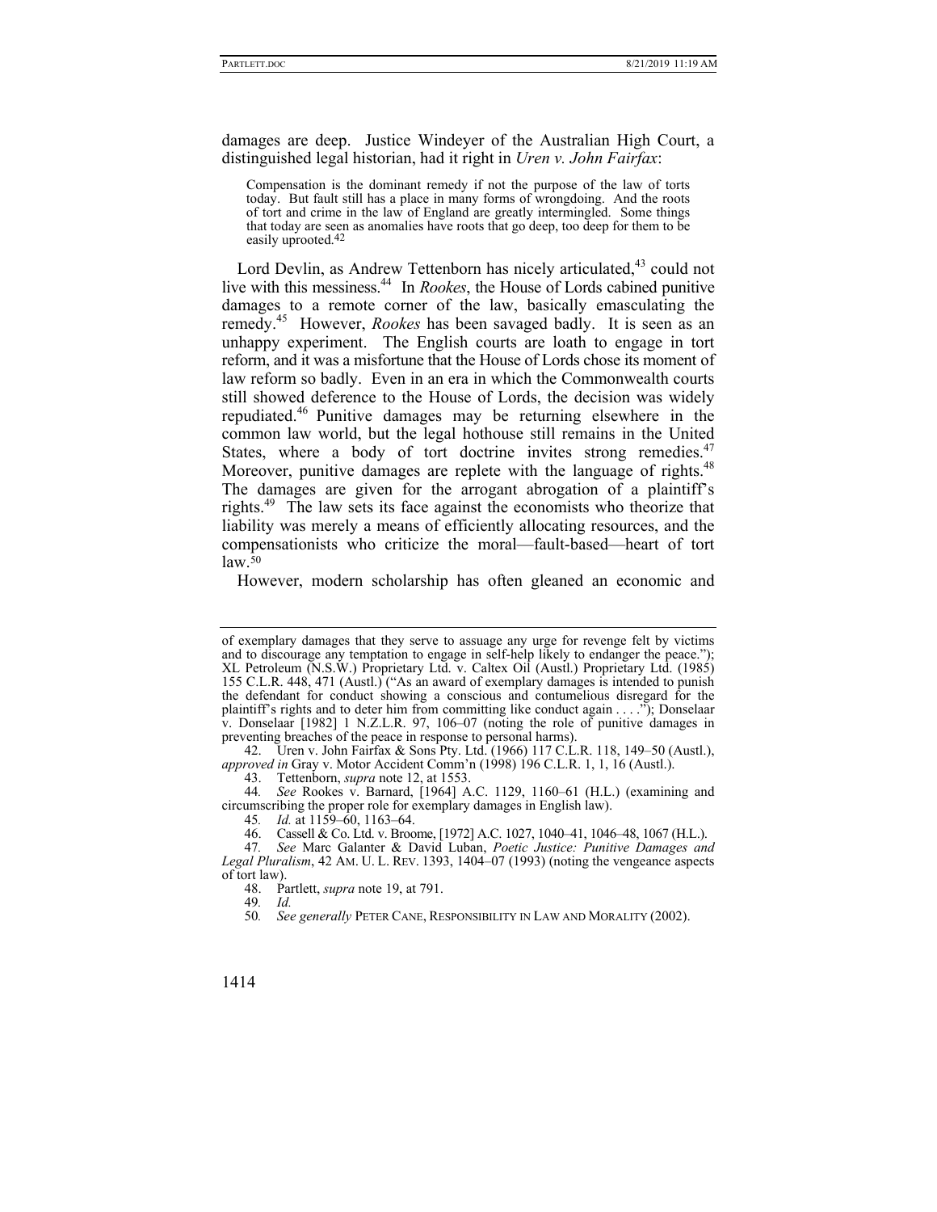damages are deep. Justice Windeyer of the Australian High Court, a distinguished legal historian, had it right in *Uren v. John Fairfax*:

> Compensation is the dominant remedy if not the purpose of the law of torts today. But fault still has a place in many forms of wrongdoing. And the roots of tort and crime in the law of England are greatly intermingled. Some things that today are seen as anomalies have roots that go deep, too deep for them to be easily uprooted.[42]

Lord Devlin, as Andrew Tettenborn has nicely articulated,[43] could not live with this messiness.[44] In *Rookes*, the House of Lords cabined punitive damages to a remote corner of the law, basically emasculating the remedy.[45] However, *Rookes* has been savaged badly. It is seen as an unhappy experiment. The English courts are loath to engage in tort reform, and it was a misfortune that the House of Lords chose its moment of law reform so badly. Even in an era in which the Commonwealth courts still showed deference to the House of Lords, the decision was widely repudiated.[46] Punitive damages may be returning elsewhere in the common law world, but the legal hothouse still remains in the United States, where a body of tort doctrine invites strong remedies.[47] Moreover, punitive damages are replete with the language of rights.[48] The damages are given for the arrogant abrogation of a plaintiff's rights.[49] The law sets its face against the economists who theorize that liability was merely a means of efficiently allocating resources, and the compensationists who criticize the moral—fault-based—heart of tort law.[50]

However, modern scholarship has often gleaned an economic and

---

of exemplary damages that they serve to assuage any urge for revenge felt by victims and to discourage any temptation to engage in self-help likely to endanger the peace."); XL Petroleum (N.S.W.) Proprietary Ltd. v. Caltex Oil (Austl.) Proprietary Ltd. (1985) 155 C.L.R. 448, 471 (Austl.) ("As an award of exemplary damages is intended to punish the defendant for conduct showing a conscious and contumelious disregard for the plaintiff's rights and to deter him from committing like conduct again . . . ."); Donselaar v. Donselaar [1982] 1 N.Z.L.R. 97, 106–07 (noting the role of punitive damages in preventing breaches of the peace in response to personal harms).

42. Uren v. John Fairfax & Sons Pty. Ltd. (1966) 117 C.L.R. 118, 149–50 (Austl.), *approved in* Gray v. Motor Accident Comm'n (1998) 196 C.L.R. 1, 1, 16 (Austl.).

43. Tettenborn, *supra* note 12, at 1553.

44. *See* Rookes v. Barnard, [1964] A.C. 1129, 1160–61 (H.L.) (examining and circumscribing the proper role for exemplary damages in English law).

45. *Id.* at 1159–60, 1163–64.

46. Cassell & Co. Ltd. v. Broome, [1972] A.C. 1027, 1040–41, 1046–48, 1067 (H.L.).

47. *See* Marc Galanter & David Luban, *Poetic Justice: Punitive Damages and Legal Pluralism*, 42 AM. U. L. REV. 1393, 1404–07 (1993) (noting the vengeance aspects of tort law).

48. Partlett, *supra* note 19, at 791.

49. *Id.*

50. *See generally* PETER CANE, RESPONSIBILITY IN LAW AND MORALITY (2002).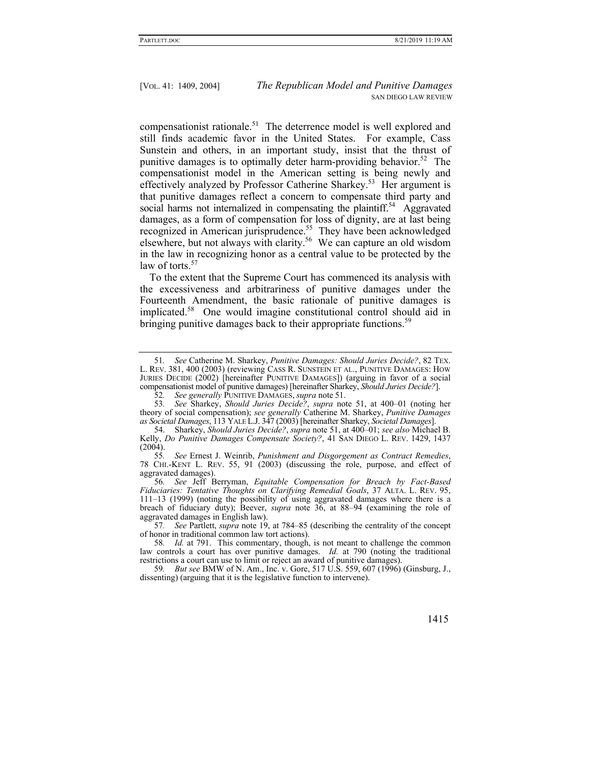compensationist rationale.[51] The deterrence model is well explored and still finds academic favor in the United States. For example, Cass Sunstein and others, in an important study, insist that the thrust of punitive damages is to optimally deter harm-providing behavior.[52] The compensationist model in the American setting is being newly and effectively analyzed by Professor Catherine Sharkey.[53] Her argument is that punitive damages reflect a concern to compensate third party and social harms not internalized in compensating the plaintiff.[54] Aggravated damages, as a form of compensation for loss of dignity, are at last being recognized in American jurisprudence.[55] They have been acknowledged elsewhere, but not always with clarity.[56] We can capture an old wisdom in the law in recognizing honor as a central value to be protected by the law of torts.[57]

To the extent that the Supreme Court has commenced its analysis with the excessiveness and arbitrariness of punitive damages under the Fourteenth Amendment, the basic rationale of punitive damages is implicated.[58] One would imagine constitutional control should aid in bringing punitive damages back to their appropriate functions.[59]

---

51. *See* Catherine M. Sharkey, *Punitive Damages: Should Juries Decide?*, 82 TEX. L. REV. 381, 400 (2003) (reviewing CASS R. SUNSTEIN ET AL., PUNITIVE DAMAGES: HOW JURIES DECIDE (2002) [hereinafter PUNITIVE DAMAGES]) (arguing in favor of a social compensationist model of punitive damages) [hereinafter Sharkey, *Should Juries Decide?*].

52. *See generally* PUNITIVE DAMAGES, *supra* note 51.

53. *See* Sharkey, *Should Juries Decide?*, *supra* note 51, at 400–01 (noting her theory of social compensation); *see generally* Catherine M. Sharkey, *Punitive Damages as Societal Damages*, 113 YALE L.J. 347 (2003) [hereinafter Sharkey, *Societal Damages*].

54. Sharkey, *Should Juries Decide?*, *supra* note 51, at 400–01; *see also* Michael B. Kelly, *Do Punitive Damages Compensate Society?*, 41 SAN DIEGO L. REV. 1429, 1437 (2004).

55. *See* Ernest J. Weinrib, *Punishment and Disgorgement as Contract Remedies*, 78 CHI.-KENT L. REV. 55, 91 (2003) (discussing the role, purpose, and effect of aggravated damages).

56. *See* Jeff Berryman, *Equitable Compensation for Breach by Fact-Based Fiduciaries: Tentative Thoughts on Clarifying Remedial Goals*, 37 ALTA. L. REV. 95, 111–13 (1999) (noting the possibility of using aggravated damages where there is a breach of fiduciary duty); Beever, *supra* note 36, at 88–94 (examining the role of aggravated damages in English law).

57. *See* Partlett, *supra* note 19, at 784–85 (describing the centrality of the concept of honor in traditional common law tort actions).

58. *Id.* at 791. This commentary, though, is not meant to challenge the common law controls a court has over punitive damages. *Id.* at 790 (noting the traditional restrictions a court can use to limit or reject an award of punitive damages).

59. *But see* BMW of N. Am., Inc. v. Gore, 517 U.S. 559, 607 (1996) (Ginsburg, J., dissenting) (arguing that it is the legislative function to intervene).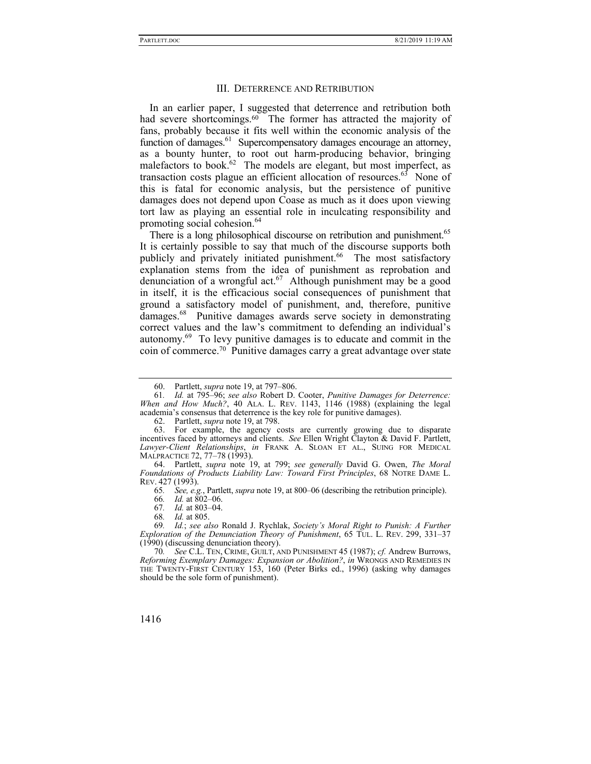### III. DETERRENCE AND RETRIBUTION

In an earlier paper, I suggested that deterrence and retribution both had severe shortcomings.[60] The former has attracted the majority of fans, probably because it fits well within the economic analysis of the function of damages.[61] Supercompensatory damages encourage an attorney, as a bounty hunter, to root out harm-producing behavior, bringing malefactors to book.[62] The models are elegant, but most imperfect, as transaction costs plague an efficient allocation of resources.[63] None of this is fatal for economic analysis, but the persistence of punitive damages does not depend upon Coase as much as it does upon viewing tort law as playing an essential role in inculcating responsibility and promoting social cohesion.[64]

There is a long philosophical discourse on retribution and punishment.[65] It is certainly possible to say that much of the discourse supports both publicly and privately initiated punishment.[66] The most satisfactory explanation stems from the idea of punishment as reprobation and denunciation of a wrongful act.[67] Although punishment may be a good in itself, it is the efficacious social consequences of punishment that ground a satisfactory model of punishment, and, therefore, punitive damages.[68] Punitive damages awards serve society in demonstrating correct values and the law's commitment to defending an individual's autonomy.[69] To levy punitive damages is to educate and commit in the coin of commerce.[70] Punitive damages carry a great advantage over state

---

60. Partlett, *supra* note 19, at 797–806.

61. *Id.* at 795–96; *see also* Robert D. Cooter, *Punitive Damages for Deterrence: When and How Much?*, 40 ALA. L. REV. 1143, 1146 (1988) (explaining the legal academia's consensus that deterrence is the key role for punitive damages).

62. Partlett, *supra* note 19, at 798.

63. For example, the agency costs are currently growing due to disparate incentives faced by attorneys and clients. *See* Ellen Wright Clayton & David F. Partlett, *Lawyer-Client Relationships*, *in* FRANK A. SLOAN ET AL., SUING FOR MEDICAL MALPRACTICE 72, 77–78 (1993).

64. Partlett, *supra* note 19, at 799; *see generally* David G. Owen, *The Moral Foundations of Products Liability Law: Toward First Principles*, 68 NOTRE DAME L. REV. 427 (1993).

65. *See, e.g.*, Partlett, *supra* note 19, at 800–06 (describing the retribution principle).

66. *Id.* at 802–06.

67. *Id.* at 803–04.

68. *Id.* at 805.

69. *Id.*; *see also* Ronald J. Rychlak, *Society's Moral Right to Punish: A Further Exploration of the Denunciation Theory of Punishment*, 65 TUL. L. REV. 299, 331–37 (1990) (discussing denunciation theory).

70. *See* C.L. TEN, CRIME, GUILT, AND PUNISHMENT 45 (1987); *cf.* Andrew Burrows, *Reforming Exemplary Damages: Expansion or Abolition?*, *in* WRONGS AND REMEDIES IN THE TWENTY-FIRST CENTURY 153, 160 (Peter Birks ed., 1996) (asking why damages should be the sole form of punishment).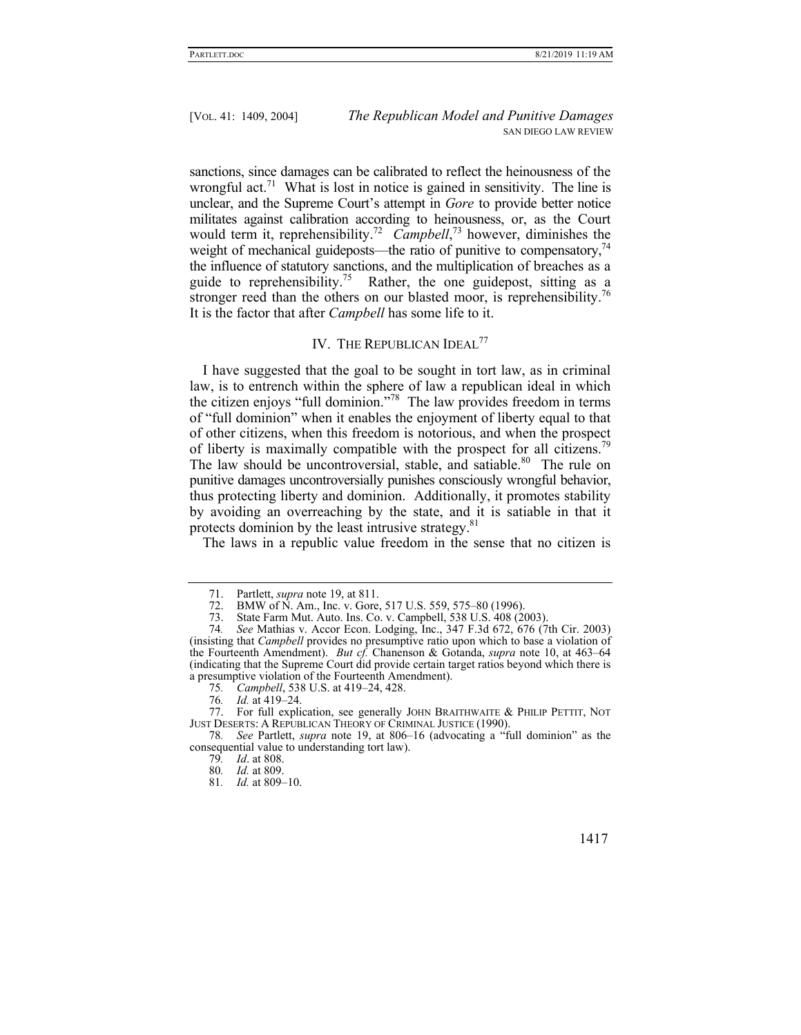sanctions, since damages can be calibrated to reflect the heinousness of the wrongful act.[71] What is lost in notice is gained in sensitivity. The line is unclear, and the Supreme Court's attempt in *Gore* to provide better notice militates against calibration according to heinousness, or, as the Court would term it, reprehensibility.[72] *Campbell*,[73] however, diminishes the weight of mechanical guideposts—the ratio of punitive to compensatory,[74] the influence of statutory sanctions, and the multiplication of breaches as a guide to reprehensibility.[75] Rather, the one guidepost, sitting as a stronger reed than the others on our blasted moor, is reprehensibility.[76] It is the factor that after *Campbell* has some life to it.

## IV. The Republican Ideal[77]

I have suggested that the goal to be sought in tort law, as in criminal law, is to entrench within the sphere of law a republican ideal in which the citizen enjoys "full dominion."[78] The law provides freedom in terms of "full dominion" when it enables the enjoyment of liberty equal to that of other citizens, when this freedom is notorious, and when the prospect of liberty is maximally compatible with the prospect for all citizens.[79] The law should be uncontroversial, stable, and satiable.[80] The rule on punitive damages uncontroversially punishes consciously wrongful behavior, thus protecting liberty and dominion. Additionally, it promotes stability by avoiding an overreaching by the state, and it is satiable in that it protects dominion by the least intrusive strategy.[81]

The laws in a republic value freedom in the sense that no citizen is

---

71. Partlett, *supra* note 19, at 811.

72. BMW of N. Am., Inc. v. Gore, 517 U.S. 559, 575–80 (1996).

73. State Farm Mut. Auto. Ins. Co. v. Campbell, 538 U.S. 408 (2003).

74. *See* Mathias v. Accor Econ. Lodging, Inc., 347 F.3d 672, 676 (7th Cir. 2003) (insisting that *Campbell* provides no presumptive ratio upon which to base a violation of the Fourteenth Amendment). *But cf.* Chanenson & Gotanda, *supra* note 10, at 463–64 (indicating that the Supreme Court did provide certain target ratios beyond which there is a presumptive violation of the Fourteenth Amendment).

75. *Campbell*, 538 U.S. at 419–24, 428.

76. *Id.* at 419–24.

77. For full explication, see generally John Braithwaite & Philip Pettit, Not Just Deserts: A Republican Theory of Criminal Justice (1990).

78. *See* Partlett, *supra* note 19, at 806–16 (advocating a "full dominion" as the consequential value to understanding tort law).

79. *Id*. at 808.

80. *Id.* at 809.

81. *Id.* at 809–10.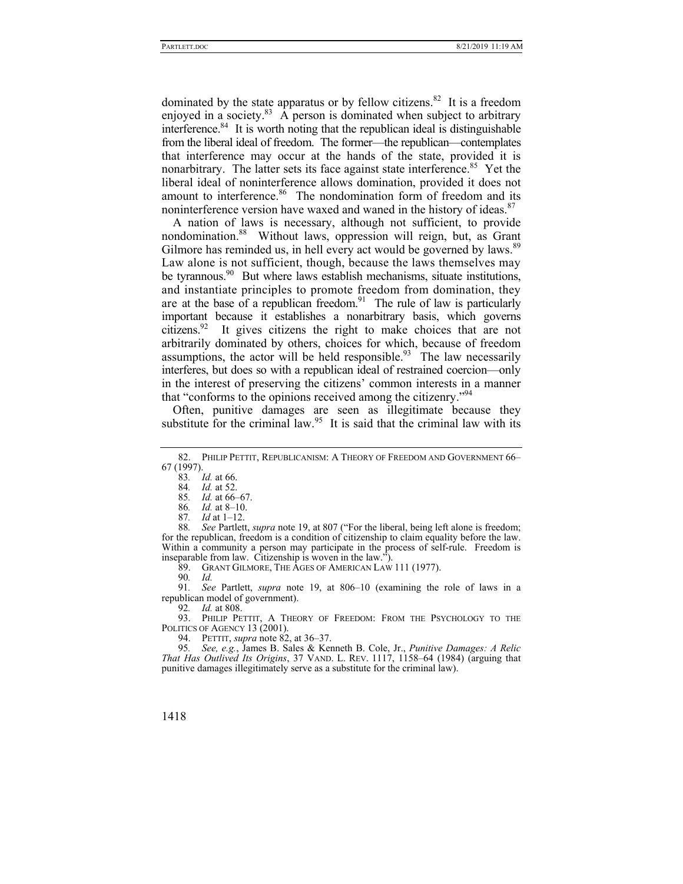dominated by the state apparatus or by fellow citizens.[82] It is a freedom enjoyed in a society.[83] A person is dominated when subject to arbitrary interference.[84] It is worth noting that the republican ideal is distinguishable from the liberal ideal of freedom. The former—the republican—contemplates that interference may occur at the hands of the state, provided it is nonarbitrary. The latter sets its face against state interference.[85] Yet the liberal ideal of noninterference allows domination, provided it does not amount to interference.[86] The nondomination form of freedom and its noninterference version have waxed and waned in the history of ideas.[87]

A nation of laws is necessary, although not sufficient, to provide nondomination.[88] Without laws, oppression will reign, but, as Grant Gilmore has reminded us, in hell every act would be governed by laws.[89] Law alone is not sufficient, though, because the laws themselves may be tyrannous.[90] But where laws establish mechanisms, situate institutions, and instantiate principles to promote freedom from domination, they are at the base of a republican freedom.[91] The rule of law is particularly important because it establishes a nonarbitrary basis, which governs citizens.[92] It gives citizens the right to make choices that are not arbitrarily dominated by others, choices for which, because of freedom assumptions, the actor will be held responsible.[93] The law necessarily interferes, but does so with a republican ideal of restrained coercion—only in the interest of preserving the citizens' common interests in a manner that "conforms to the opinions received among the citizenry."[94]

Often, punitive damages are seen as illegitimate because they substitute for the criminal law.[95] It is said that the criminal law with its

---

82. PHILIP PETTIT, REPUBLICANISM: A THEORY OF FREEDOM AND GOVERNMENT 66–67 (1997).

83. *Id.* at 66.

84. *Id.* at 52.

85. *Id.* at 66–67.

86. *Id.* at 8–10.

87. *Id* at 1–12.

88. *See* Partlett, *supra* note 19, at 807 ("For the liberal, being left alone is freedom; for the republican, freedom is a condition of citizenship to claim equality before the law. Within a community a person may participate in the process of self-rule. Freedom is inseparable from law. Citizenship is woven in the law.").

89. GRANT GILMORE, THE AGES OF AMERICAN LAW 111 (1977).

90. *Id.*

91. *See* Partlett, *supra* note 19, at 806–10 (examining the role of laws in a republican model of government).

92. *Id.* at 808.

93. PHILIP PETTIT, A THEORY OF FREEDOM: FROM THE PSYCHOLOGY TO THE POLITICS OF AGENCY 13 (2001).

94. PETTIT, *supra* note 82, at 36–37.

95. *See, e.g.*, James B. Sales & Kenneth B. Cole, Jr., *Punitive Damages: A Relic That Has Outlived Its Origins*, 37 VAND. L. REV. 1117, 1158–64 (1984) (arguing that punitive damages illegitimately serve as a substitute for the criminal law).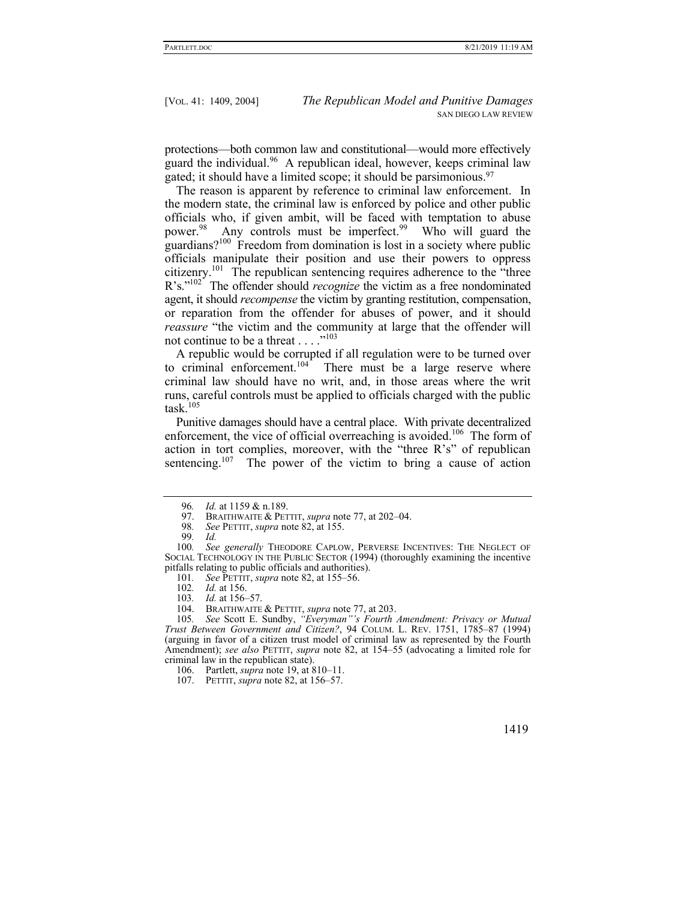protections—both common law and constitutional—would more effectively guard the individual.[96] A republican ideal, however, keeps criminal law gated; it should have a limited scope; it should be parsimonious.[97]

The reason is apparent by reference to criminal law enforcement. In the modern state, the criminal law is enforced by police and other public officials who, if given ambit, will be faced with temptation to abuse power.[98] Any controls must be imperfect.[99] Who will guard the guardians?[100] Freedom from domination is lost in a society where public officials manipulate their position and use their powers to oppress citizenry.[101] The republican sentencing requires adherence to the "three R's."[102] The offender should *recognize* the victim as a free nondominated agent, it should *recompense* the victim by granting restitution, compensation, or reparation from the offender for abuses of power, and it should *reassure* "the victim and the community at large that the offender will not continue to be a threat . . . ."[103]

A republic would be corrupted if all regulation were to be turned over to criminal enforcement.[104] There must be a large reserve where criminal law should have no writ, and, in those areas where the writ runs, careful controls must be applied to officials charged with the public task.[105]

Punitive damages should have a central place. With private decentralized enforcement, the vice of official overreaching is avoided.[106] The form of action in tort complies, moreover, with the "three R's" of republican sentencing.[107] The power of the victim to bring a cause of action

---

96. *Id.* at 1159 & n.189.

97. BRAITHWAITE & PETTIT, *supra* note 77, at 202–04.

98. *See* PETTIT, *supra* note 82, at 155.

99. *Id.*

100. *See generally* THEODORE CAPLOW, PERVERSE INCENTIVES: THE NEGLECT OF SOCIAL TECHNOLOGY IN THE PUBLIC SECTOR (1994) (thoroughly examining the incentive pitfalls relating to public officials and authorities).

101. *See* PETTIT, *supra* note 82, at 155–56.

102. *Id.* at 156.

103. *Id.* at 156–57.

104. BRAITHWAITE & PETTIT, *supra* note 77, at 203.

105. *See* Scott E. Sundby, *"Everyman"'s Fourth Amendment: Privacy or Mutual Trust Between Government and Citizen?*, 94 COLUM. L. REV. 1751, 1785–87 (1994) (arguing in favor of a citizen trust model of criminal law as represented by the Fourth Amendment); *see also* PETTIT, *supra* note 82, at 154–55 (advocating a limited role for criminal law in the republican state).

106. Partlett, *supra* note 19, at 810–11.

107. PETTIT, *supra* note 82, at 156–57.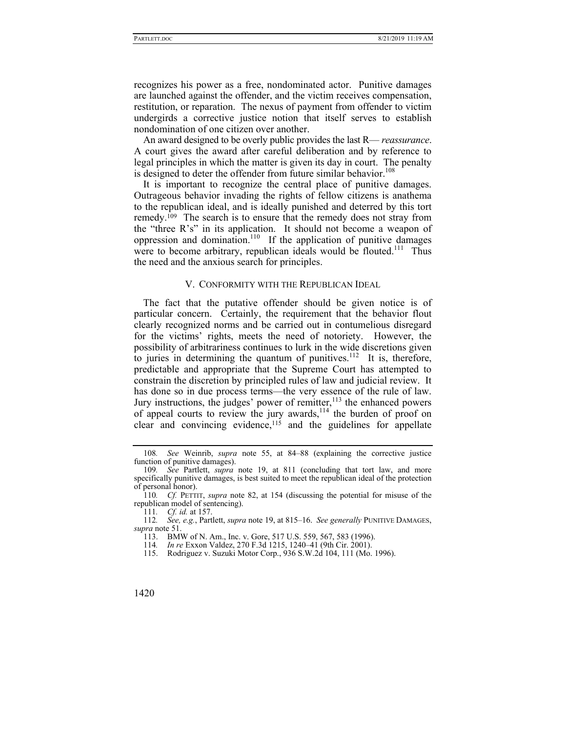recognizes his power as a free, nondominated actor. Punitive damages are launched against the offender, and the victim receives compensation, restitution, or reparation. The nexus of payment from offender to victim undergirds a corrective justice notion that itself serves to establish nondomination of one citizen over another.

An award designed to be overly public provides the last R— *reassurance*. A court gives the award after careful deliberation and by reference to legal principles in which the matter is given its day in court. The penalty is designed to deter the offender from future similar behavior.[108]

It is important to recognize the central place of punitive damages. Outrageous behavior invading the rights of fellow citizens is anathema to the republican ideal, and is ideally punished and deterred by this tort remedy.[109] The search is to ensure that the remedy does not stray from the "three R's" in its application. It should not become a weapon of oppression and domination.[110] If the application of punitive damages were to become arbitrary, republican ideals would be flouted.[111] Thus the need and the anxious search for principles.

## V. Conformity with the Republican Ideal

The fact that the putative offender should be given notice is of particular concern. Certainly, the requirement that the behavior flout clearly recognized norms and be carried out in contumelious disregard for the victims' rights, meets the need of notoriety. However, the possibility of arbitrariness continues to lurk in the wide discretions given to juries in determining the quantum of punitives.[112] It is, therefore, predictable and appropriate that the Supreme Court has attempted to constrain the discretion by principled rules of law and judicial review. It has done so in due process terms—the very essence of the rule of law. Jury instructions, the judges' power of remitter,[113] the enhanced powers of appeal courts to review the jury awards,[114] the burden of proof on clear and convincing evidence,[115] and the guidelines for appellate

---

108. *See* Weinrib, *supra* note 55, at 84–88 (explaining the corrective justice function of punitive damages).

109. *See* Partlett, *supra* note 19, at 811 (concluding that tort law, and more specifically punitive damages, is best suited to meet the republican ideal of the protection of personal honor).

110. *Cf.* PETTIT, *supra* note 82, at 154 (discussing the potential for misuse of the republican model of sentencing).

111. *Cf. id.* at 157.

112. *See, e.g.*, Partlett, *supra* note 19, at 815–16. *See generally* PUNITIVE DAMAGES, *supra* note 51.

113. BMW of N. Am., Inc. v. Gore, 517 U.S. 559, 567, 583 (1996).

114. *In re* Exxon Valdez, 270 F.3d 1215, 1240–41 (9th Cir. 2001).

115. Rodriguez v. Suzuki Motor Corp., 936 S.W.2d 104, 111 (Mo. 1996).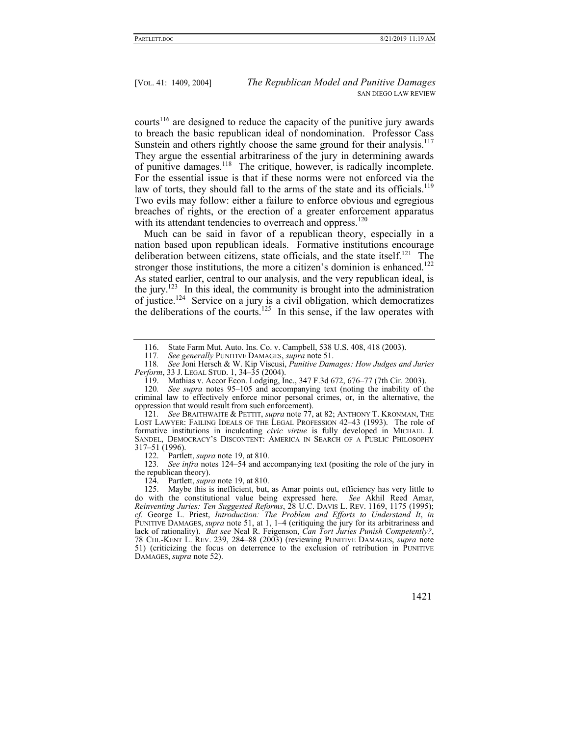courts[116] are designed to reduce the capacity of the punitive jury awards to breach the basic republican ideal of nondomination. Professor Cass Sunstein and others rightly choose the same ground for their analysis.[117] They argue the essential arbitrariness of the jury in determining awards of punitive damages.[118] The critique, however, is radically incomplete. For the essential issue is that if these norms were not enforced via the law of torts, they should fall to the arms of the state and its officials.[119] Two evils may follow: either a failure to enforce obvious and egregious breaches of rights, or the erection of a greater enforcement apparatus with its attendant tendencies to overreach and oppress.[120]

Much can be said in favor of a republican theory, especially in a nation based upon republican ideals. Formative institutions encourage deliberation between citizens, state officials, and the state itself.[121] The stronger those institutions, the more a citizen's dominion is enhanced.[122] As stated earlier, central to our analysis, and the very republican ideal, is the jury.[123] In this ideal, the community is brought into the administration of justice.[124] Service on a jury is a civil obligation, which democratizes the deliberations of the courts.[125] In this sense, if the law operates with

---

116. State Farm Mut. Auto. Ins. Co. v. Campbell, 538 U.S. 408, 418 (2003).

117. *See generally* PUNITIVE DAMAGES, *supra* note 51.

118. *See* Joni Hersch & W. Kip Viscusi, *Punitive Damages: How Judges and Juries Perform*, 33 J. LEGAL STUD. 1, 34–35 (2004).

119. Mathias v. Accor Econ. Lodging, Inc., 347 F.3d 672, 676–77 (7th Cir. 2003).

120. *See supra* notes 95–105 and accompanying text (noting the inability of the criminal law to effectively enforce minor personal crimes, or, in the alternative, the oppression that would result from such enforcement).

121. *See* BRAITHWAITE & PETTIT, *supra* note 77, at 82; ANTHONY T. KRONMAN, THE LOST LAWYER: FAILING IDEALS OF THE LEGAL PROFESSION 42–43 (1993). The role of formative institutions in inculcating *civic virtue* is fully developed in MICHAEL J. SANDEL, DEMOCRACY'S DISCONTENT: AMERICA IN SEARCH OF A PUBLIC PHILOSOPHY 317–51 (1996).

122. Partlett, *supra* note 19, at 810.

123. *See infra* notes 124–54 and accompanying text (positing the role of the jury in the republican theory).

124. Partlett, *supra* note 19, at 810.

125. Maybe this is inefficient, but, as Amar points out, efficiency has very little to do with the constitutional value being expressed here. *See* Akhil Reed Amar, *Reinventing Juries: Ten Suggested Reforms*, 28 U.C. DAVIS L. REV. 1169, 1175 (1995); *cf.* George L. Priest, *Introduction: The Problem and Efforts to Understand It*, *in* PUNITIVE DAMAGES, *supra* note 51, at 1, 1–4 (critiquing the jury for its arbitrariness and lack of rationality). *But see* Neal R. Feigenson, *Can Tort Juries Punish Competently?*, 78 CHI.-KENT L. REV. 239, 284–88 (2003) (reviewing PUNITIVE DAMAGES, *supra* note 51) (criticizing the focus on deterrence to the exclusion of retribution in PUNITIVE DAMAGES, *supra* note 52).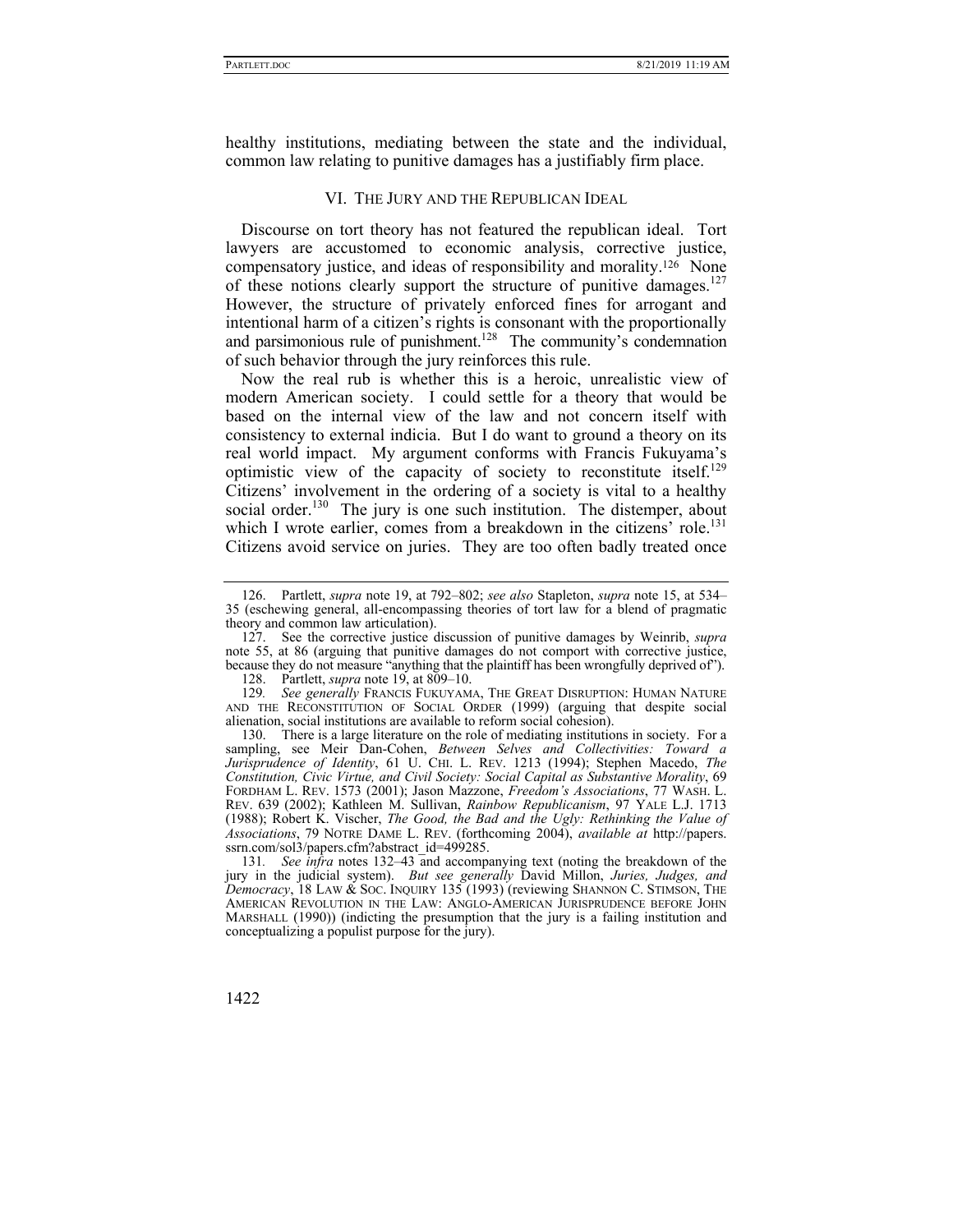healthy institutions, mediating between the state and the individual, common law relating to punitive damages has a justifiably firm place.

## VI. The Jury and the Republican Ideal

Discourse on tort theory has not featured the republican ideal. Tort lawyers are accustomed to economic analysis, corrective justice, compensatory justice, and ideas of responsibility and morality.[126] None of these notions clearly support the structure of punitive damages.[127] However, the structure of privately enforced fines for arrogant and intentional harm of a citizen's rights is consonant with the proportionally and parsimonious rule of punishment.[128] The community's condemnation of such behavior through the jury reinforces this rule.

Now the real rub is whether this is a heroic, unrealistic view of modern American society. I could settle for a theory that would be based on the internal view of the law and not concern itself with consistency to external indicia. But I do want to ground a theory on its real world impact. My argument conforms with Francis Fukuyama's optimistic view of the capacity of society to reconstitute itself.[129] Citizens' involvement in the ordering of a society is vital to a healthy social order.[130] The jury is one such institution. The distemper, about which I wrote earlier, comes from a breakdown in the citizens' role.[131] Citizens avoid service on juries. They are too often badly treated once

---

126. Partlett, *supra* note 19, at 792–802; *see also* Stapleton, *supra* note 15, at 534–35 (eschewing general, all-encompassing theories of tort law for a blend of pragmatic theory and common law articulation).

127. See the corrective justice discussion of punitive damages by Weinrib, *supra* note 55, at 86 (arguing that punitive damages do not comport with corrective justice, because they do not measure "anything that the plaintiff has been wrongfully deprived of").

128. Partlett, *supra* note 19, at 809–10.

129. *See generally* FRANCIS FUKUYAMA, THE GREAT DISRUPTION: HUMAN NATURE AND THE RECONSTITUTION OF SOCIAL ORDER (1999) (arguing that despite social alienation, social institutions are available to reform social cohesion).

130. There is a large literature on the role of mediating institutions in society. For a sampling, see Meir Dan-Cohen, *Between Selves and Collectivities: Toward a Jurisprudence of Identity*, 61 U. CHI. L. REV. 1213 (1994); Stephen Macedo, *The Constitution, Civic Virtue, and Civil Society: Social Capital as Substantive Morality*, 69 FORDHAM L. REV. 1573 (2001); Jason Mazzone, *Freedom's Associations*, 77 WASH. L. REV. 639 (2002); Kathleen M. Sullivan, *Rainbow Republicanism*, 97 YALE L.J. 1713 (1988); Robert K. Vischer, *The Good, the Bad and the Ugly: Rethinking the Value of Associations*, 79 NOTRE DAME L. REV. (forthcoming 2004), *available at* http://papers.ssrn.com/sol3/papers.cfm?abstract_id=499285.

131. *See infra* notes 132–43 and accompanying text (noting the breakdown of the jury in the judicial system). *But see generally* David Millon, *Juries, Judges, and Democracy*, 18 LAW & SOC. INQUIRY 135 (1993) (reviewing SHANNON C. STIMSON, THE AMERICAN REVOLUTION IN THE LAW: ANGLO-AMERICAN JURISPRUDENCE BEFORE JOHN MARSHALL (1990)) (indicting the presumption that the jury is a failing institution and conceptualizing a populist purpose for the jury).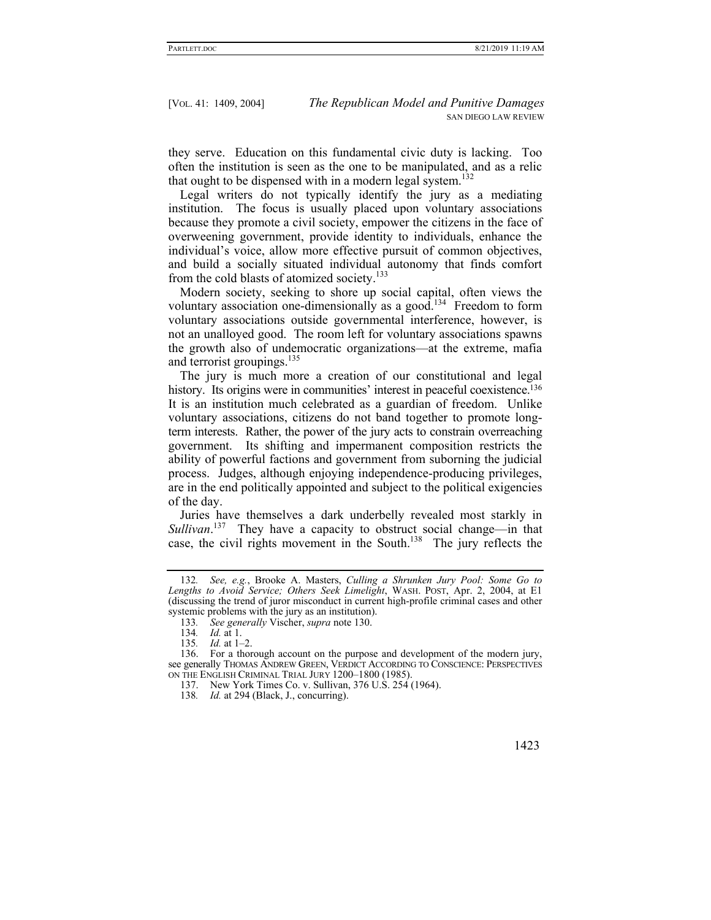they serve. Education on this fundamental civic duty is lacking. Too often the institution is seen as the one to be manipulated, and as a relic that ought to be dispensed with in a modern legal system.[132]

Legal writers do not typically identify the jury as a mediating institution. The focus is usually placed upon voluntary associations because they promote a civil society, empower the citizens in the face of overweening government, provide identity to individuals, enhance the individual's voice, allow more effective pursuit of common objectives, and build a socially situated individual autonomy that finds comfort from the cold blasts of atomized society.[133]

Modern society, seeking to shore up social capital, often views the voluntary association one-dimensionally as a good.[134] Freedom to form voluntary associations outside governmental interference, however, is not an unalloyed good. The room left for voluntary associations spawns the growth also of undemocratic organizations—at the extreme, mafia and terrorist groupings.[135]

The jury is much more a creation of our constitutional and legal history. Its origins were in communities' interest in peaceful coexistence.[136] It is an institution much celebrated as a guardian of freedom. Unlike voluntary associations, citizens do not band together to promote long-term interests. Rather, the power of the jury acts to constrain overreaching government. Its shifting and impermanent composition restricts the ability of powerful factions and government from suborning the judicial process. Judges, although enjoying independence-producing privileges, are in the end politically appointed and subject to the political exigencies of the day.

Juries have themselves a dark underbelly revealed most starkly in *Sullivan*.[137] They have a capacity to obstruct social change—in that case, the civil rights movement in the South.[138] The jury reflects the

---

132. *See, e.g.*, Brooke A. Masters, *Culling a Shrunken Jury Pool: Some Go to Lengths to Avoid Service; Others Seek Limelight*, WASH. POST, Apr. 2, 2004, at E1 (discussing the trend of juror misconduct in current high-profile criminal cases and other systemic problems with the jury as an institution).

133. *See generally* Vischer, *supra* note 130.

134. *Id.* at 1.

135. *Id.* at 1–2.

136. For a thorough account on the purpose and development of the modern jury, see generally THOMAS ANDREW GREEN, VERDICT ACCORDING TO CONSCIENCE: PERSPECTIVES ON THE ENGLISH CRIMINAL TRIAL JURY 1200–1800 (1985).

137. New York Times Co. v. Sullivan, 376 U.S. 254 (1964).

138. *Id.* at 294 (Black, J., concurring).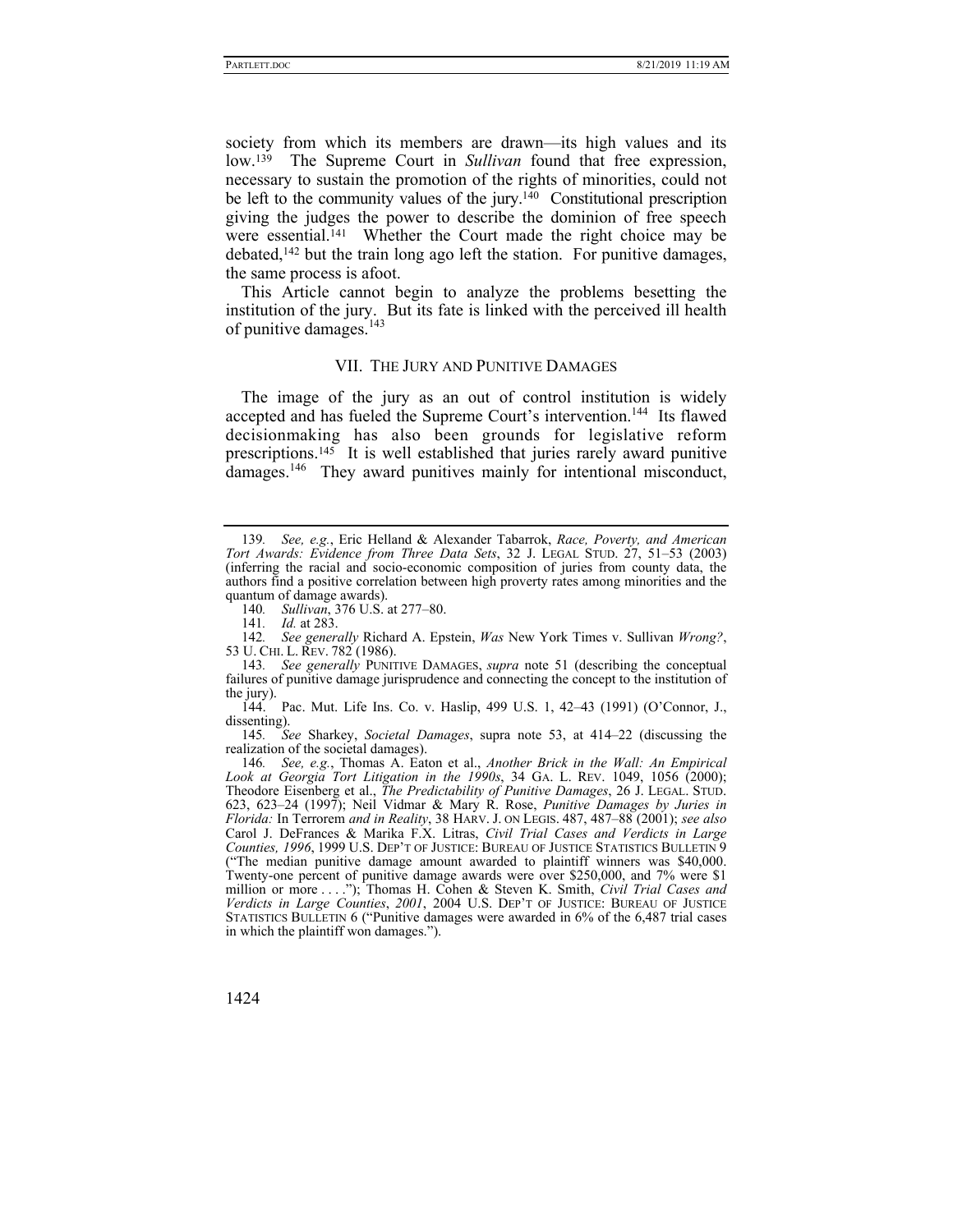society from which its members are drawn—its high values and its low.[139] The Supreme Court in *Sullivan* found that free expression, necessary to sustain the promotion of the rights of minorities, could not be left to the community values of the jury.[140] Constitutional prescription giving the judges the power to describe the dominion of free speech were essential.[141] Whether the Court made the right choice may be debated,[142] but the train long ago left the station. For punitive damages, the same process is afoot.

This Article cannot begin to analyze the problems besetting the institution of the jury. But its fate is linked with the perceived ill health of punitive damages.[143]

## VII. THE JURY AND PUNITIVE DAMAGES

The image of the jury as an out of control institution is widely accepted and has fueled the Supreme Court's intervention.[144] Its flawed decisionmaking has also been grounds for legislative reform prescriptions.[145] It is well established that juries rarely award punitive damages.[146] They award punitives mainly for intentional misconduct,

---

139. *See, e.g.*, Eric Helland & Alexander Tabarrok, *Race, Poverty, and American Tort Awards: Evidence from Three Data Sets*, 32 J. LEGAL STUD. 27, 51–53 (2003) (inferring the racial and socio-economic composition of juries from county data, the authors find a positive correlation between high proverty rates among minorities and the quantum of damage awards).

140. *Sullivan*, 376 U.S. at 277–80.

141. *Id.* at 283.

142. *See generally* Richard A. Epstein, *Was* New York Times v. Sullivan *Wrong?*, 53 U. CHI. L. REV. 782 (1986).

143. *See generally* PUNITIVE DAMAGES, *supra* note 51 (describing the conceptual failures of punitive damage jurisprudence and connecting the concept to the institution of the jury).

144. Pac. Mut. Life Ins. Co. v. Haslip, 499 U.S. 1, 42–43 (1991) (O'Connor, J., dissenting).

145. *See* Sharkey, *Societal Damages*, supra note 53, at 414–22 (discussing the realization of the societal damages).

146. *See, e.g.*, Thomas A. Eaton et al., *Another Brick in the Wall: An Empirical Look at Georgia Tort Litigation in the 1990s*, 34 GA. L. REV. 1049, 1056 (2000); Theodore Eisenberg et al., *The Predictability of Punitive Damages*, 26 J. LEGAL. STUD. 623, 623–24 (1997); Neil Vidmar & Mary R. Rose, *Punitive Damages by Juries in Florida:* In Terrorem *and in Reality*, 38 HARV. J. ON LEGIS. 487, 487–88 (2001); *see also* Carol J. DeFrances & Marika F.X. Litras, *Civil Trial Cases and Verdicts in Large Counties, 1996*, 1999 U.S. DEP'T OF JUSTICE: BUREAU OF JUSTICE STATISTICS BULLETIN 9 ("The median punitive damage amount awarded to plaintiff winners was $40,000. Twenty-one percent of punitive damage awards were over $250,000, and 7% were $1 million or more . . . ."); Thomas H. Cohen & Steven K. Smith, *Civil Trial Cases and Verdicts in Large Counties, 2001*, 2004 U.S. DEP'T OF JUSTICE: BUREAU OF JUSTICE STATISTICS BULLETIN 6 ("Punitive damages were awarded in 6% of the 6,487 trial cases in which the plaintiff won damages.").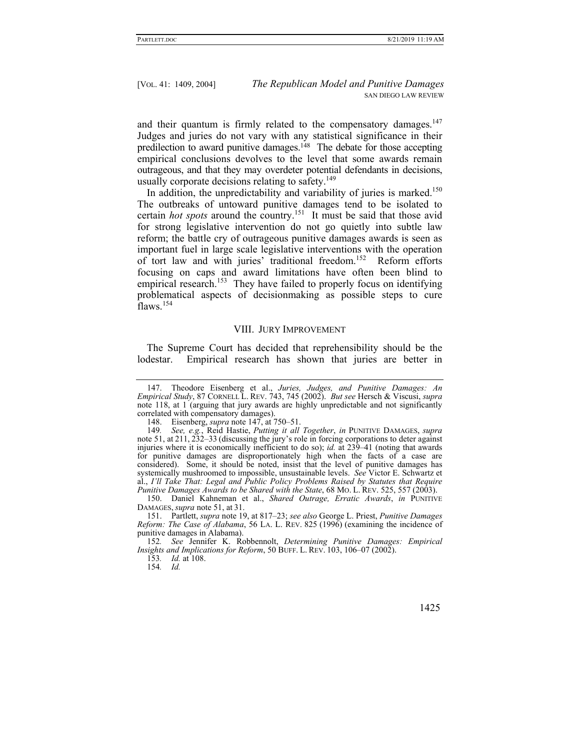and their quantum is firmly related to the compensatory damages.[147] Judges and juries do not vary with any statistical significance in their predilection to award punitive damages.[148] The debate for those accepting empirical conclusions devolves to the level that some awards remain outrageous, and that they may overdeter potential defendants in decisions, usually corporate decisions relating to safety.[149]

In addition, the unpredictability and variability of juries is marked.[150] The outbreaks of untoward punitive damages tend to be isolated to certain *hot spots* around the country.[151] It must be said that those avid for strong legislative intervention do not go quietly into subtle law reform; the battle cry of outrageous punitive damages awards is seen as important fuel in large scale legislative interventions with the operation of tort law and with juries' traditional freedom.[152] Reform efforts focusing on caps and award limitations have often been blind to empirical research.[153] They have failed to properly focus on identifying problematical aspects of decisionmaking as possible steps to cure flaws.[154]

## VIII. Jury Improvement

The Supreme Court has decided that reprehensibility should be the lodestar. Empirical research has shown that juries are better in

---

147. Theodore Eisenberg et al., *Juries, Judges, and Punitive Damages: An Empirical Study*, 87 CORNELL L. REV. 743, 745 (2002). *But see* Hersch & Viscusi, *supra* note 118, at 1 (arguing that jury awards are highly unpredictable and not significantly correlated with compensatory damages).

148. Eisenberg, *supra* note 147, at 750–51.

149. *See, e.g.*, Reid Hastie, *Putting it all Together*, *in* PUNITIVE DAMAGES, *supra* note 51, at 211, 232–33 (discussing the jury's role in forcing corporations to deter against injuries where it is economically inefficient to do so); *id.* at 239–41 (noting that awards for punitive damages are disproportionately high when the facts of a case are considered). Some, it should be noted, insist that the level of punitive damages has systemically mushroomed to impossible, unsustainable levels. *See* Victor E. Schwartz et al., *I'll Take That: Legal and Public Policy Problems Raised by Statutes that Require Punitive Damages Awards to be Shared with the State*, 68 MO. L. REV. 525, 557 (2003).

150. Daniel Kahneman et al., *Shared Outrage, Erratic Awards*, *in* PUNITIVE DAMAGES, *supra* note 51, at 31.

151. Partlett, *supra* note 19, at 817–23; *see also* George L. Priest, *Punitive Damages Reform: The Case of Alabama*, 56 LA. L. REV. 825 (1996) (examining the incidence of punitive damages in Alabama).

152. *See* Jennifer K. Robbennolt, *Determining Punitive Damages: Empirical Insights and Implications for Reform*, 50 BUFF. L. REV. 103, 106–07 (2002).

153. *Id.* at 108.

154. *Id.*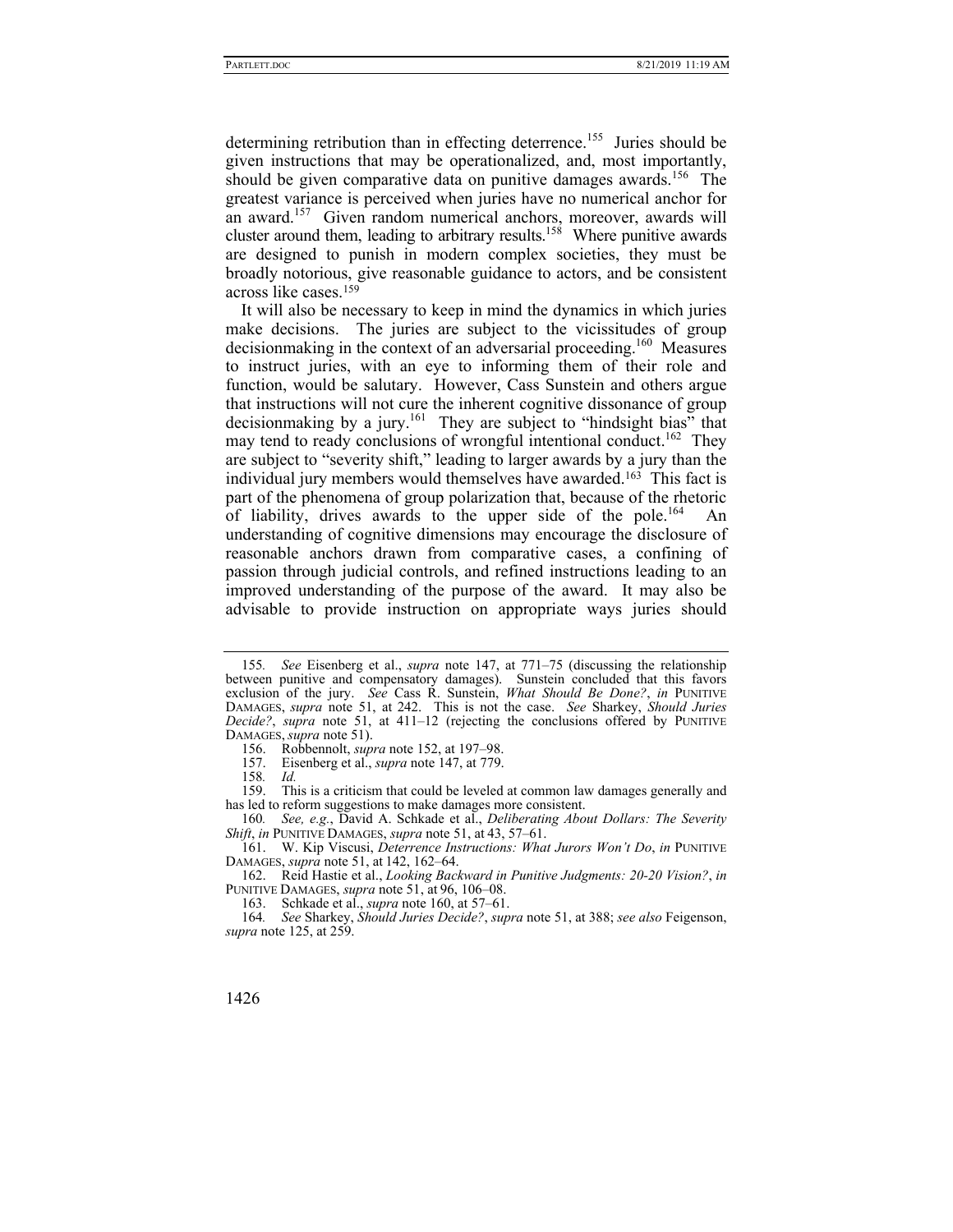determining retribution than in effecting deterrence.[155] Juries should be given instructions that may be operationalized, and, most importantly, should be given comparative data on punitive damages awards.[156] The greatest variance is perceived when juries have no numerical anchor for an award.[157] Given random numerical anchors, moreover, awards will cluster around them, leading to arbitrary results.[158] Where punitive awards are designed to punish in modern complex societies, they must be broadly notorious, give reasonable guidance to actors, and be consistent across like cases.[159]

It will also be necessary to keep in mind the dynamics in which juries make decisions. The juries are subject to the vicissitudes of group decisionmaking in the context of an adversarial proceeding.[160] Measures to instruct juries, with an eye to informing them of their role and function, would be salutary. However, Cass Sunstein and others argue that instructions will not cure the inherent cognitive dissonance of group decisionmaking by a jury.[161] They are subject to "hindsight bias" that may tend to ready conclusions of wrongful intentional conduct.[162] They are subject to "severity shift," leading to larger awards by a jury than the individual jury members would themselves have awarded.[163] This fact is part of the phenomena of group polarization that, because of the rhetoric of liability, drives awards to the upper side of the pole.[164] An understanding of cognitive dimensions may encourage the disclosure of reasonable anchors drawn from comparative cases, a confining of passion through judicial controls, and refined instructions leading to an improved understanding of the purpose of the award. It may also be advisable to provide instruction on appropriate ways juries should

---

155. *See* Eisenberg et al., *supra* note 147, at 771–75 (discussing the relationship between punitive and compensatory damages). Sunstein concluded that this favors exclusion of the jury. *See* Cass R. Sunstein, *What Should Be Done?*, *in* PUNITIVE DAMAGES, *supra* note 51, at 242. This is not the case. *See* Sharkey, *Should Juries Decide?*, *supra* note 51, at 411–12 (rejecting the conclusions offered by PUNITIVE DAMAGES, *supra* note 51).

156. Robbennolt, *supra* note 152, at 197–98.

157. Eisenberg et al., *supra* note 147, at 779.

158. *Id.*

159. This is a criticism that could be leveled at common law damages generally and has led to reform suggestions to make damages more consistent.

160. *See, e.g.*, David A. Schkade et al., *Deliberating About Dollars: The Severity Shift*, *in* PUNITIVE DAMAGES, *supra* note 51, at 43, 57–61.

161. W. Kip Viscusi, *Deterrence Instructions: What Jurors Won't Do*, *in* PUNITIVE DAMAGES, *supra* note 51, at 142, 162–64.

162. Reid Hastie et al., *Looking Backward in Punitive Judgments: 20-20 Vision?*, *in* PUNITIVE DAMAGES, *supra* note 51, at 96, 106–08.

163. Schkade et al., *supra* note 160, at 57–61.

164. *See* Sharkey, *Should Juries Decide?*, *supra* note 51, at 388; *see also* Feigenson, *supra* note 125, at 259.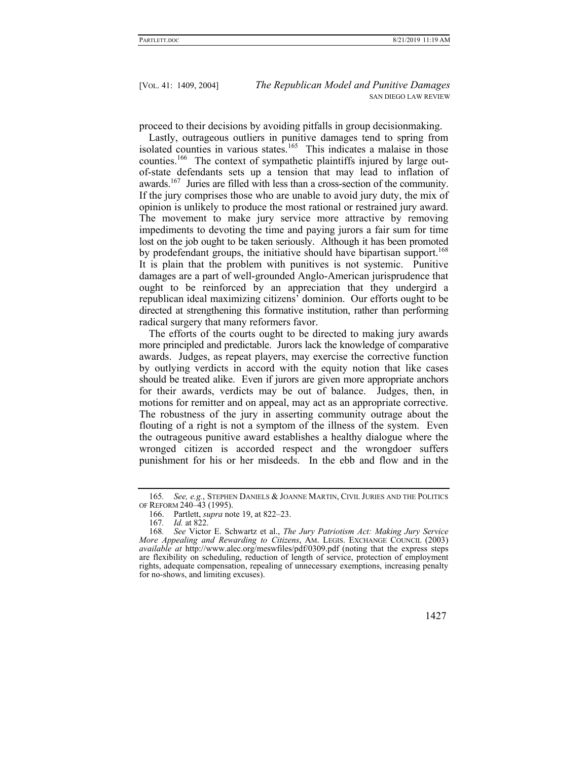proceed to their decisions by avoiding pitfalls in group decisionmaking.

Lastly, outrageous outliers in punitive damages tend to spring from isolated counties in various states.[165] This indicates a malaise in those counties.[166] The context of sympathetic plaintiffs injured by large out-of-state defendants sets up a tension that may lead to inflation of awards.[167] Juries are filled with less than a cross-section of the community. If the jury comprises those who are unable to avoid jury duty, the mix of opinion is unlikely to produce the most rational or restrained jury award. The movement to make jury service more attractive by removing impediments to devoting the time and paying jurors a fair sum for time lost on the job ought to be taken seriously. Although it has been promoted by prodefendant groups, the initiative should have bipartisan support.[168] It is plain that the problem with punitives is not systemic. Punitive damages are a part of well-grounded Anglo-American jurisprudence that ought to be reinforced by an appreciation that they undergird a republican ideal maximizing citizens' dominion. Our efforts ought to be directed at strengthening this formative institution, rather than performing radical surgery that many reformers favor.

The efforts of the courts ought to be directed to making jury awards more principled and predictable. Jurors lack the knowledge of comparative awards. Judges, as repeat players, may exercise the corrective function by outlying verdicts in accord with the equity notion that like cases should be treated alike. Even if jurors are given more appropriate anchors for their awards, verdicts may be out of balance. Judges, then, in motions for remitter and on appeal, may act as an appropriate corrective. The robustness of the jury in asserting community outrage about the flouting of a right is not a symptom of the illness of the system. Even the outrageous punitive award establishes a healthy dialogue where the wronged citizen is accorded respect and the wrongdoer suffers punishment for his or her misdeeds. In the ebb and flow and in the

---

165. *See, e.g.*, STEPHEN DANIELS & JOANNE MARTIN, CIVIL JURIES AND THE POLITICS OF REFORM 240–43 (1995).

166. Partlett, *supra* note 19, at 822–23.

167. *Id.* at 822.

168. *See* Victor E. Schwartz et al., *The Jury Patriotism Act: Making Jury Service More Appealing and Rewarding to Citizens*, AM. LEGIS. EXCHANGE COUNCIL (2003) *available at* http://www.alec.org/meswfiles/pdf/0309.pdf (noting that the express steps are flexibility on scheduling, reduction of length of service, protection of employment rights, adequate compensation, repealing of unnecessary exemptions, increasing penalty for no-shows, and limiting excuses).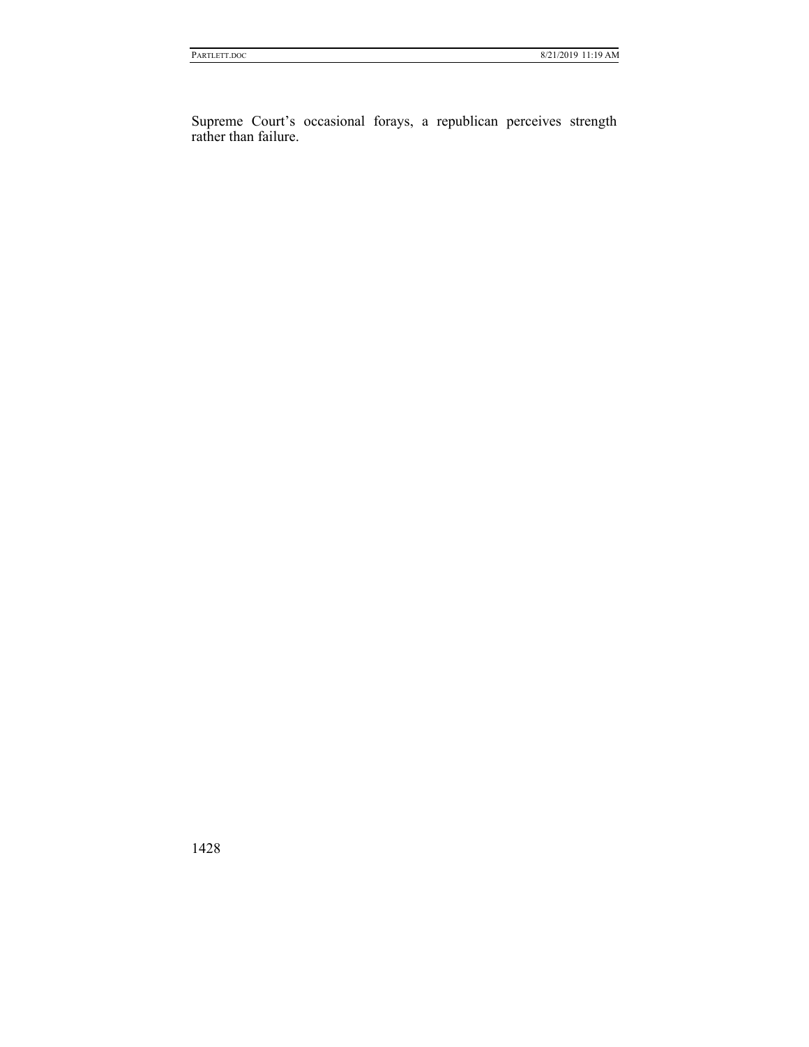Supreme Court's occasional forays, a republican perceives strength rather than failure.